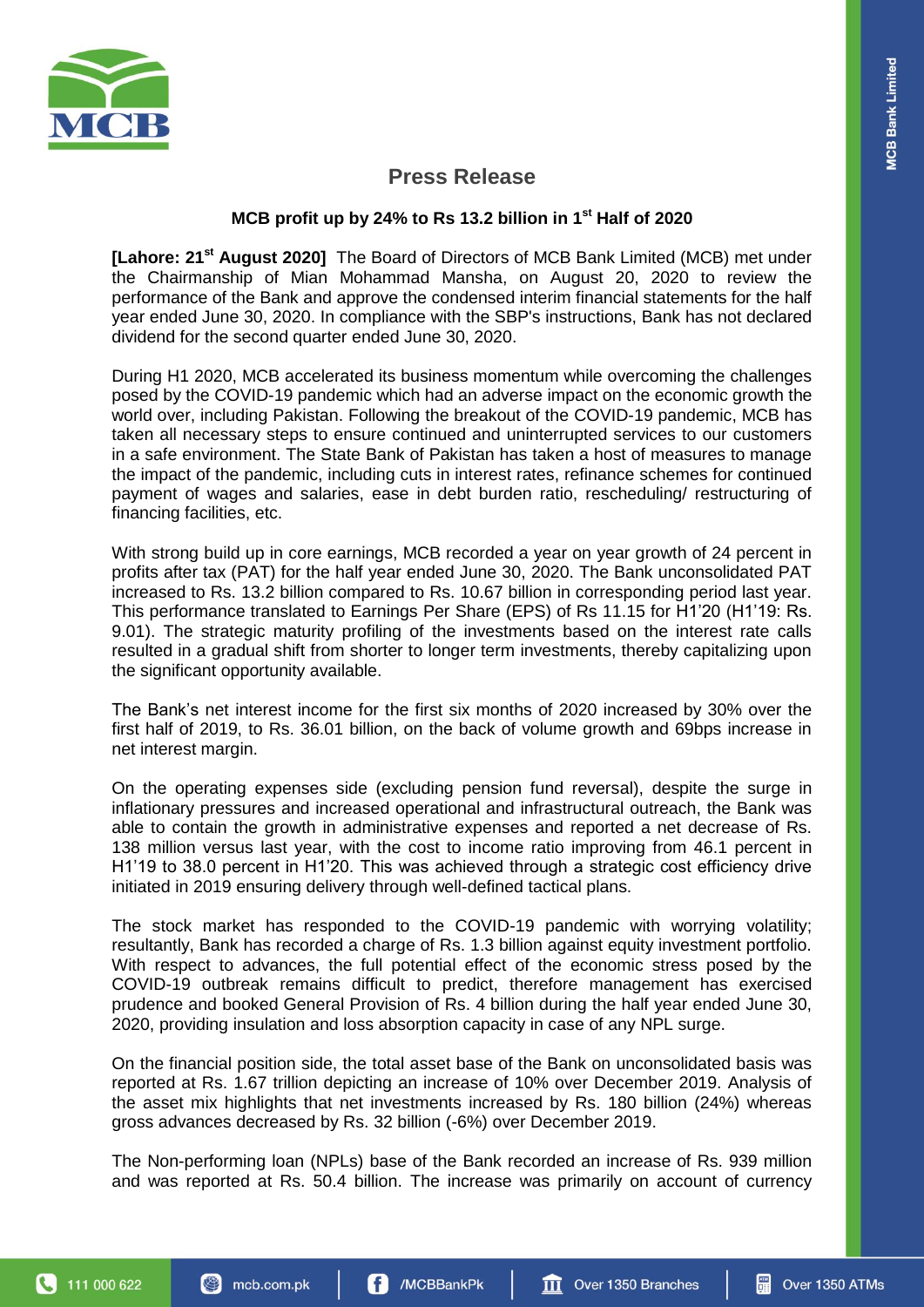# Press Release

## MCB profit up by 24% to Rs 13.2 billion in 1st Half of 2020

**[Lahore: 21st August 2020]** The Board of Directors of MCB Bank Limited (MCB) met under the Chairmanship of Mian Mohammad Mansha, on August 20, 2020 to review the performance of the Bank and approve the condensed interim financial statements for the half year ended June 30, 2020. In compliance with the SBP's instructions, Bank has not declared dividend for the second quarter ended June 30, 2020.

During H1 2020, MCB accelerated its business momentum while overcoming the challenges posed by the COVID-19 pandemic which had an adverse impact on the economic growth the world over, including Pakistan. Following the breakout of the COVID-19 pandemic, MCB has taken all necessary steps to ensure continued and uninterrupted services to our customers in a safe environment. The State Bank of Pakistan has taken a host of measures to manage the impact of the pandemic, including cuts in interest rates, refinance schemes for continued payment of wages and salaries, ease in debt burden ratio, rescheduling/ restructuring of financing facilities, etc.

With strong build up in core earnings, MCB recorded a year on year growth of 24 percent in profits after tax (PAT) for the half year ended June 30, 2020. The Bank unconsolidated PAT increased to Rs. 13.2 billion compared to Rs. 10.67 billion in corresponding period last year. This performance translated to Earnings Per Share (EPS) of Rs 11.15 for H1'20 (H1'19: Rs. 9.01). The strategic maturity profiling of the investments based on the interest rate calls resulted in a gradual shift from shorter to longer term investments, thereby capitalizing upon the significant opportunity available.

The Bank's net interest income for the first six months of 2020 increased by 30% over the first half of 2019, to Rs. 36.01 billion, on the back of volume growth and 69bps increase in net interest margin.

On the operating expenses side (excluding pension fund reversal), despite the surge in inflationary pressures and increased operational and infrastructural outreach, the Bank was able to contain the growth in administrative expenses and reported a net decrease of Rs. 138 million versus last year, with the cost to income ratio improving from 46.1 percent in H1'19 to 38.0 percent in H1'20. This was achieved through a strategic cost efficiency drive initiated in 2019 ensuring delivery through well-defined tactical plans.

The stock market has responded to the COVID-19 pandemic with worrying volatility; resultantly, Bank has recorded a charge of Rs. 1.3 billion against equity investment portfolio. With respect to advances, the full potential effect of the economic stress posed by the COVID-19 outbreak remains difficult to predict, therefore management has exercised prudence and booked General Provision of Rs. 4 billion during the half year ended June 30, 2020, providing insulation and loss absorption capacity in case of any NPL surge.

On the financial position side, the total asset base of the Bank on unconsolidated basis was reported at Rs. 1.67 trillion depicting an increase of 10% over December 2019. Analysis of the asset mix highlights that net investments increased by Rs. 180 billion (24%) whereas gross advances decreased by Rs. 32 billion (-6%) over December 2019.

The Non-performing loan (NPLs) base of the Bank recorded an increase of Rs. 939 million and was reported at Rs. 50.4 billion. The increase was primarily on account of currency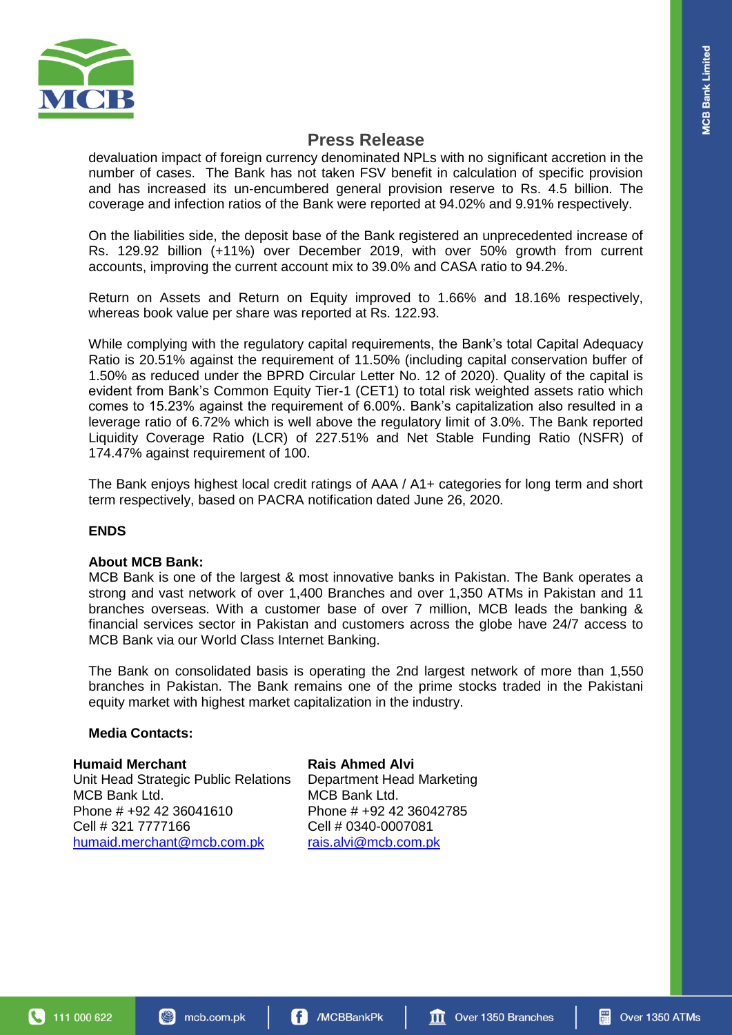devaluation impact of foreign currency denominated NPLs with no significant accretion in the number of cases. The Bank has not taken FSV benefit in calculation of specific provision and has increased its un-encumbered general provision reserve to Rs. 4.5 billion. The coverage and infection ratios of the Bank were reported at 94.02% and 9.91% respectively.

On the liabilities side, the deposit base of the Bank registered an unprecedented increase of Rs. 129.92 billion (+11%) over December 2019, with over 50% growth from current accounts, improving the current account mix to 39.0% and CASA ratio to 94.2%.

Return on Assets and Return on Equity improved to 1.66% and 18.16% respectively, whereas book value per share was reported at Rs. 122.93.

While complying with the regulatory capital requirements, the Bank's total Capital Adequacy Ratio is 20.51% against the requirement of 11.50% (including capital conservation buffer of 1.50% as reduced under the BPRD Circular Letter No. 12 of 2020). Quality of the capital is evident from Bank's Common Equity Tier-1 (CET1) to total risk weighted assets ratio which comes to 15.23% against the requirement of 6.00%. Bank's capitalization also resulted in a leverage ratio of 6.72% which is well above the regulatory limit of 3.0%. The Bank reported Liquidity Coverage Ratio (LCR) of 227.51% and Net Stable Funding Ratio (NSFR) of 174.47% against requirement of 100.

The Bank enjoys highest local credit ratings of AAA / A1+ categories for long term and short term respectively, based on PACRA notification dated June 26, 2020.

**ENDS**

**About MCB Bank:**
MCB Bank is one of the largest & most innovative banks in Pakistan. The Bank operates a strong and vast network of over 1,400 Branches and over 1,350 ATMs in Pakistan and 11 branches overseas. With a customer base of over 7 million, MCB leads the banking & financial services sector in Pakistan and customers across the globe have 24/7 access to MCB Bank via our World Class Internet Banking.

The Bank on consolidated basis is operating the 2nd largest network of more than 1,550 branches in Pakistan. The Bank remains one of the prime stocks traded in the Pakistani equity market with highest market capitalization in the industry.

**Media Contacts:**

**Humaid Merchant**
Unit Head Strategic Public Relations
MCB Bank Ltd.
Phone # +92 42 36041610
Cell # 321 7777166
humaid.merchant@mcb.com.pk

**Rais Ahmed Alvi**
Department Head Marketing
MCB Bank Ltd.
Phone # +92 42 36042785
Cell # 0340-0007081
rais.alvi@mcb.com.pk